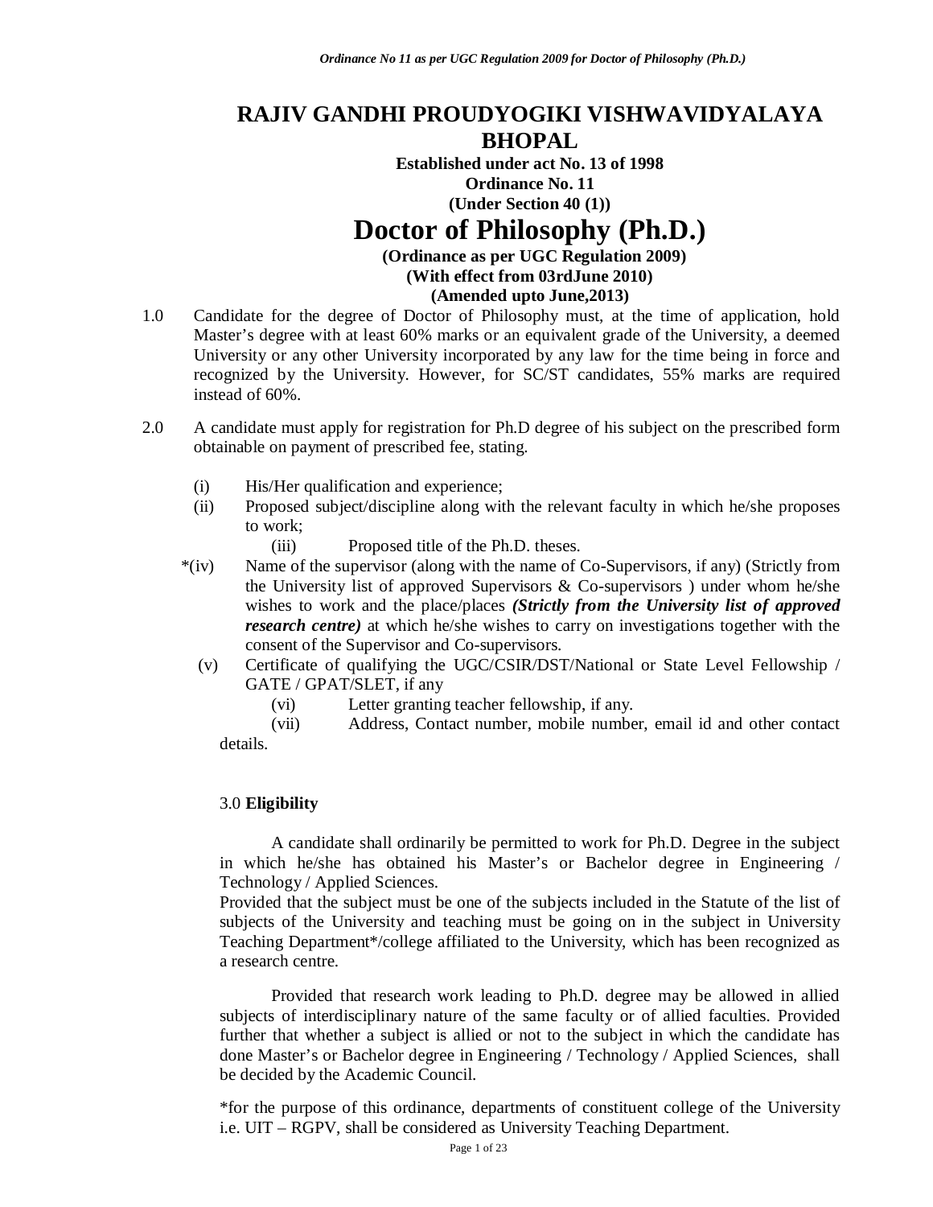# RAJIV GANDHI PROUDYOGIKI VISHWAVIDYALAYA BHOPAL

**Established under act No. 13 of 1998**
**Ordinance No. 11**
**(Under Section 40 (1))**

# Doctor of Philosophy (Ph.D.)

**(Ordinance as per UGC Regulation 2009)**
**(With effect from 03rdJune 2010)**
**(Amended upto June,2013)**

1.0 Candidate for the degree of Doctor of Philosophy must, at the time of application, hold Master's degree with at least 60% marks or an equivalent grade of the University, a deemed University or any other University incorporated by any law for the time being in force and recognized by the University. However, for SC/ST candidates, 55% marks are required instead of 60%.

2.0 A candidate must apply for registration for Ph.D degree of his subject on the prescribed form obtainable on payment of prescribed fee, stating.

- (i) His/Her qualification and experience;
- (ii) Proposed subject/discipline along with the relevant faculty in which he/she proposes to work;
- (iii) Proposed title of the Ph.D. theses.
- *(iv) Name of the supervisor (along with the name of Co-Supervisors, if any) (Strictly from the University list of approved Supervisors & Co-supervisors ) under whom he/she wishes to work and the place/places ***(Strictly from the University list of approved research centre)*** at which he/she wishes to carry on investigations together with the consent of the Supervisor and Co-supervisors.
- (v) Certificate of qualifying the UGC/CSIR/DST/National or State Level Fellowship / GATE / GPAT/SLET, if any
- (vi) Letter granting teacher fellowship, if any.
- (vii) Address, Contact number, mobile number, email id and other contact details.

3.0 **Eligibility**

A candidate shall ordinarily be permitted to work for Ph.D. Degree in the subject in which he/she has obtained his Master's or Bachelor degree in Engineering / Technology / Applied Sciences.

Provided that the subject must be one of the subjects included in the Statute of the list of subjects of the University and teaching must be going on in the subject in University Teaching Department*/college affiliated to the University, which has been recognized as a research centre.

Provided that research work leading to Ph.D. degree may be allowed in allied subjects of interdisciplinary nature of the same faculty or of allied faculties. Provided further that whether a subject is allied or not to the subject in which the candidate has done Master's or Bachelor degree in Engineering / Technology / Applied Sciences, shall be decided by the Academic Council.

*for the purpose of this ordinance, departments of constituent college of the University i.e. UIT – RGPV, shall be considered as University Teaching Department.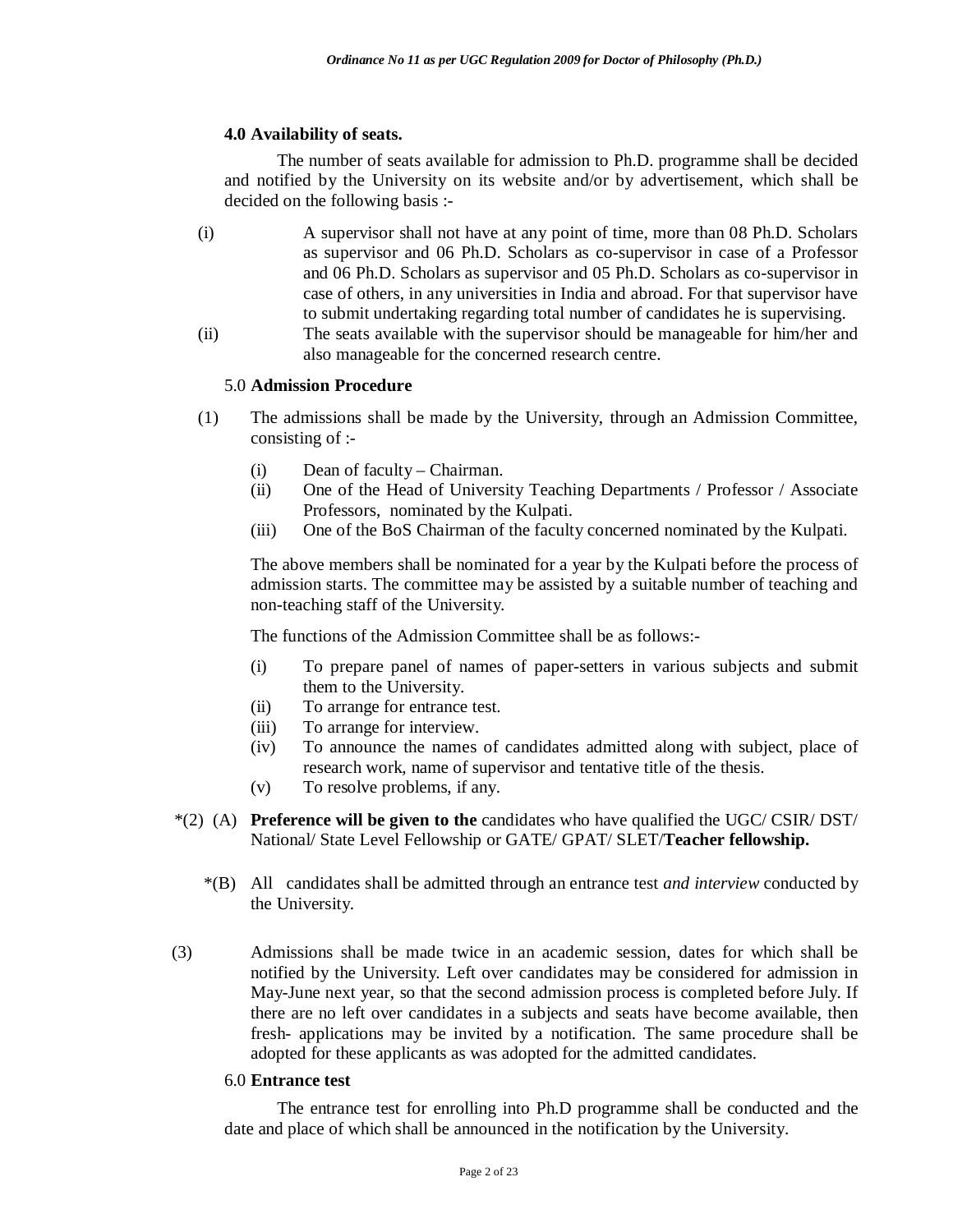### 4.0 Availability of seats.

The number of seats available for admission to Ph.D. programme shall be decided and notified by the University on its website and/or by advertisement, which shall be decided on the following basis :-

(i) A supervisor shall not have at any point of time, more than 08 Ph.D. Scholars as supervisor and 06 Ph.D. Scholars as co-supervisor in case of a Professor and 06 Ph.D. Scholars as supervisor and 05 Ph.D. Scholars as co-supervisor in case of others, in any universities in India and abroad. For that supervisor have to submit undertaking regarding total number of candidates he is supervising.

(ii) The seats available with the supervisor should be manageable for him/her and also manageable for the concerned research centre.

### 5.0 **Admission Procedure**

(1) The admissions shall be made by the University, through an Admission Committee, consisting of :-

- (i) Dean of faculty – Chairman.
- (ii) One of the Head of University Teaching Departments / Professor / Associate Professors, nominated by the Kulpati.
- (iii) One of the BoS Chairman of the faculty concerned nominated by the Kulpati.

The above members shall be nominated for a year by the Kulpati before the process of admission starts. The committee may be assisted by a suitable number of teaching and non-teaching staff of the University.

The functions of the Admission Committee shall be as follows:-

- (i) To prepare panel of names of paper-setters in various subjects and submit them to the University.
- (ii) To arrange for entrance test.
- (iii) To arrange for interview.
- (iv) To announce the names of candidates admitted along with subject, place of research work, name of supervisor and tentative title of the thesis.
- (v) To resolve problems, if any.

*(2) (A) **Preference will be given to the** candidates who have qualified the UGC/ CSIR/ DST/ National/ State Level Fellowship or GATE/ GPAT/ SLET/**Teacher fellowship.**

*(B) All candidates shall be admitted through an entrance test *and interview* conducted by the University.

(3) Admissions shall be made twice in an academic session, dates for which shall be notified by the University. Left over candidates may be considered for admission in May-June next year, so that the second admission process is completed before July. If there are no left over candidates in a subjects and seats have become available, then fresh- applications may be invited by a notification. The same procedure shall be adopted for these applicants as was adopted for the admitted candidates.

### 6.0 **Entrance test**

The entrance test for enrolling into Ph.D programme shall be conducted and the date and place of which shall be announced in the notification by the University.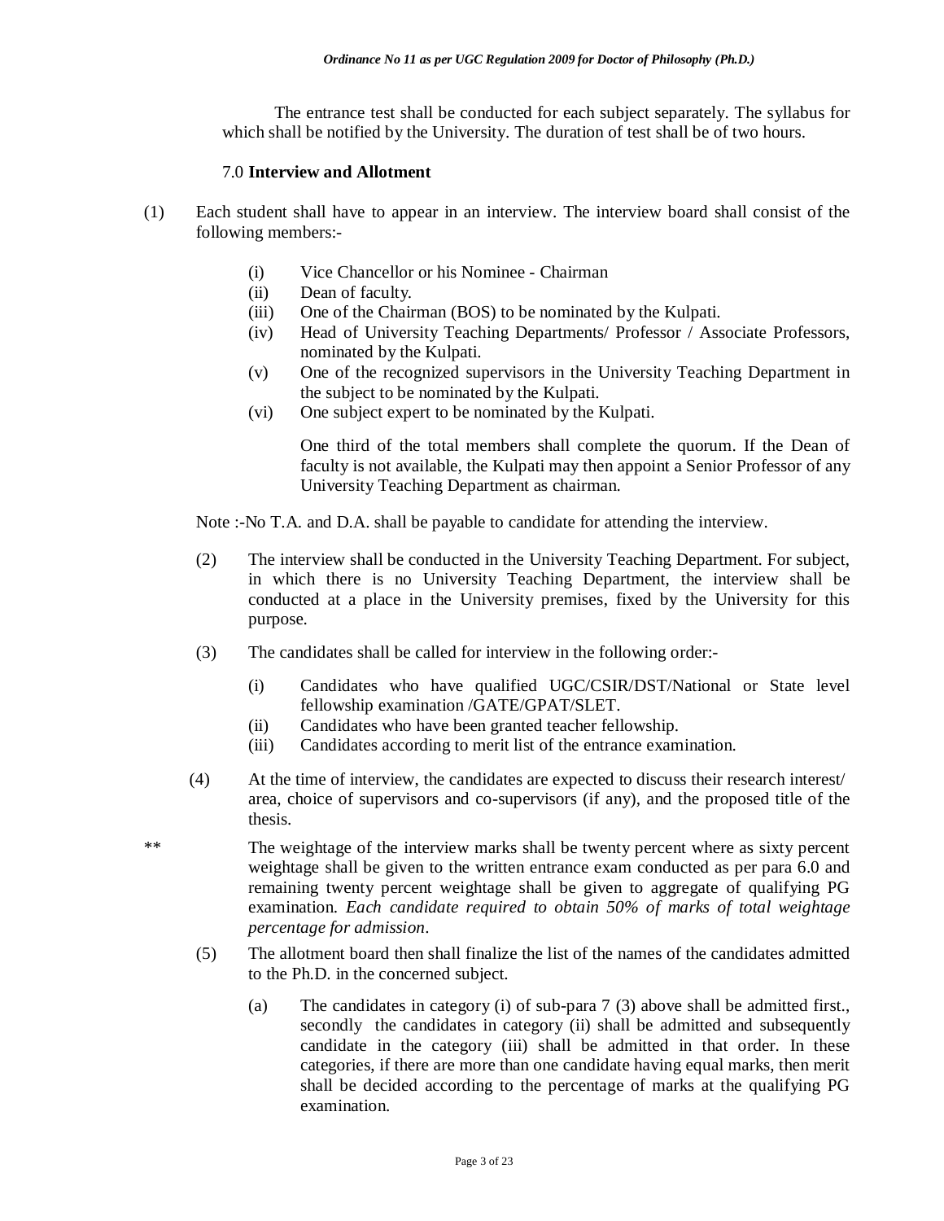The entrance test shall be conducted for each subject separately. The syllabus for which shall be notified by the University. The duration of test shall be of two hours.

## 7.0 **Interview and Allotment**

(1) Each student shall have to appear in an interview. The interview board shall consist of the following members:-

- (i) Vice Chancellor or his Nominee - Chairman
- (ii) Dean of faculty.
- (iii) One of the Chairman (BOS) to be nominated by the Kulpati.
- (iv) Head of University Teaching Departments/ Professor / Associate Professors, nominated by the Kulpati.
- (v) One of the recognized supervisors in the University Teaching Department in the subject to be nominated by the Kulpati.
- (vi) One subject expert to be nominated by the Kulpati.

One third of the total members shall complete the quorum. If the Dean of faculty is not available, the Kulpati may then appoint a Senior Professor of any University Teaching Department as chairman.

Note :-No T.A. and D.A. shall be payable to candidate for attending the interview.

(2) The interview shall be conducted in the University Teaching Department. For subject, in which there is no University Teaching Department, the interview shall be conducted at a place in the University premises, fixed by the University for this purpose.

(3) The candidates shall be called for interview in the following order:-

- (i) Candidates who have qualified UGC/CSIR/DST/National or State level fellowship examination /GATE/GPAT/SLET.
- (ii) Candidates who have been granted teacher fellowship.
- (iii) Candidates according to merit list of the entrance examination.

(4) At the time of interview, the candidates are expected to discuss their research interest/ area, choice of supervisors and co-supervisors (if any), and the proposed title of the thesis.

** The weightage of the interview marks shall be twenty percent where as sixty percent weightage shall be given to the written entrance exam conducted as per para 6.0 and remaining twenty percent weightage shall be given to aggregate of qualifying PG examination. *Each candidate required to obtain 50% of marks of total weightage percentage for admission*.

(5) The allotment board then shall finalize the list of the names of the candidates admitted to the Ph.D. in the concerned subject.

- (a) The candidates in category (i) of sub-para 7 (3) above shall be admitted first., secondly the candidates in category (ii) shall be admitted and subsequently candidate in the category (iii) shall be admitted in that order. In these categories, if there are more than one candidate having equal marks, then merit shall be decided according to the percentage of marks at the qualifying PG examination.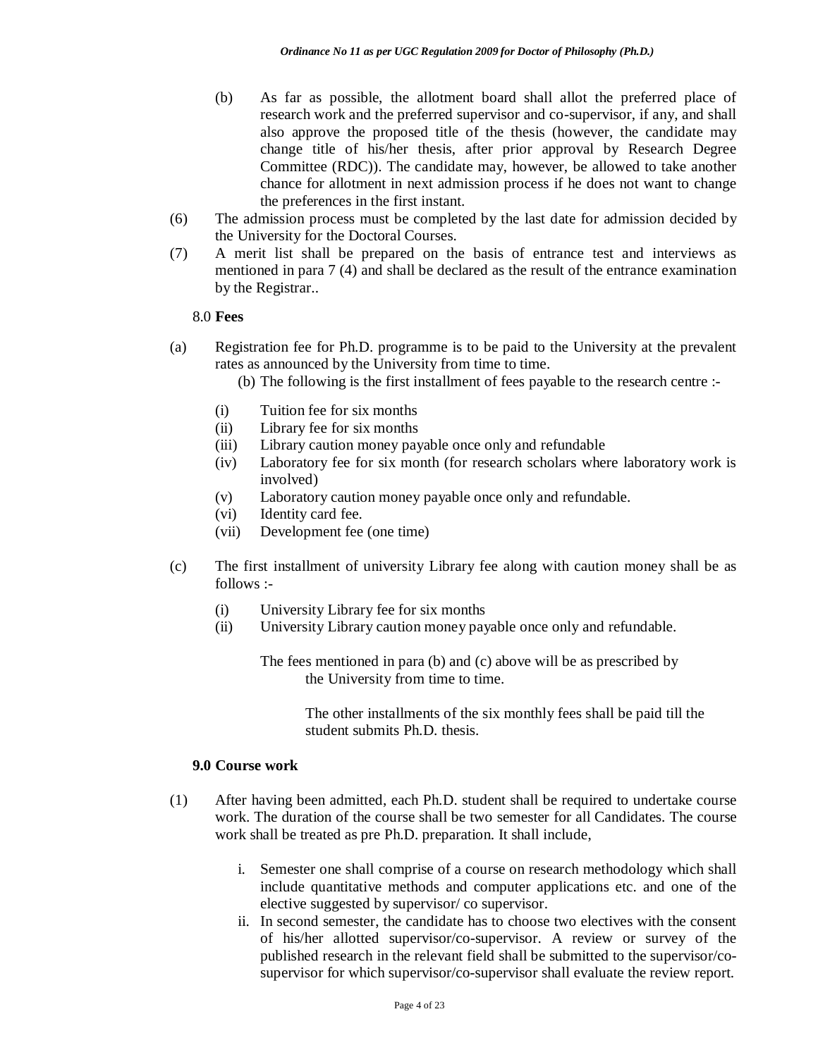(b) As far as possible, the allotment board shall allot the preferred place of research work and the preferred supervisor and co-supervisor, if any, and shall also approve the proposed title of the thesis (however, the candidate may change title of his/her thesis, after prior approval by Research Degree Committee (RDC)). The candidate may, however, be allowed to take another chance for allotment in next admission process if he does not want to change the preferences in the first instant.

(6) The admission process must be completed by the last date for admission decided by the University for the Doctoral Courses.

(7) A merit list shall be prepared on the basis of entrance test and interviews as mentioned in para 7 (4) and shall be declared as the result of the entrance examination by the Registrar..

## 8.0 Fees

(a) Registration fee for Ph.D. programme is to be paid to the University at the prevalent rates as announced by the University from time to time.

(b) The following is the first installment of fees payable to the research centre :-

- (i) Tuition fee for six months
- (ii) Library fee for six months
- (iii) Library caution money payable once only and refundable
- (iv) Laboratory fee for six month (for research scholars where laboratory work is involved)
- (v) Laboratory caution money payable once only and refundable.
- (vi) Identity card fee.
- (vii) Development fee (one time)

(c) The first installment of university Library fee along with caution money shall be as follows :-

- (i) University Library fee for six months
- (ii) University Library caution money payable once only and refundable.

The fees mentioned in para (b) and (c) above will be as prescribed by the University from time to time.

The other installments of the six monthly fees shall be paid till the student submits Ph.D. thesis.

## 9.0 Course work

(1) After having been admitted, each Ph.D. student shall be required to undertake course work. The duration of the course shall be two semester for all Candidates. The course work shall be treated as pre Ph.D. preparation. It shall include,

i. Semester one shall comprise of a course on research methodology which shall include quantitative methods and computer applications etc. and one of the elective suggested by supervisor/ co supervisor.

ii. In second semester, the candidate has to choose two electives with the consent of his/her allotted supervisor/co-supervisor. A review or survey of the published research in the relevant field shall be submitted to the supervisor/co-supervisor for which supervisor/co-supervisor shall evaluate the review report.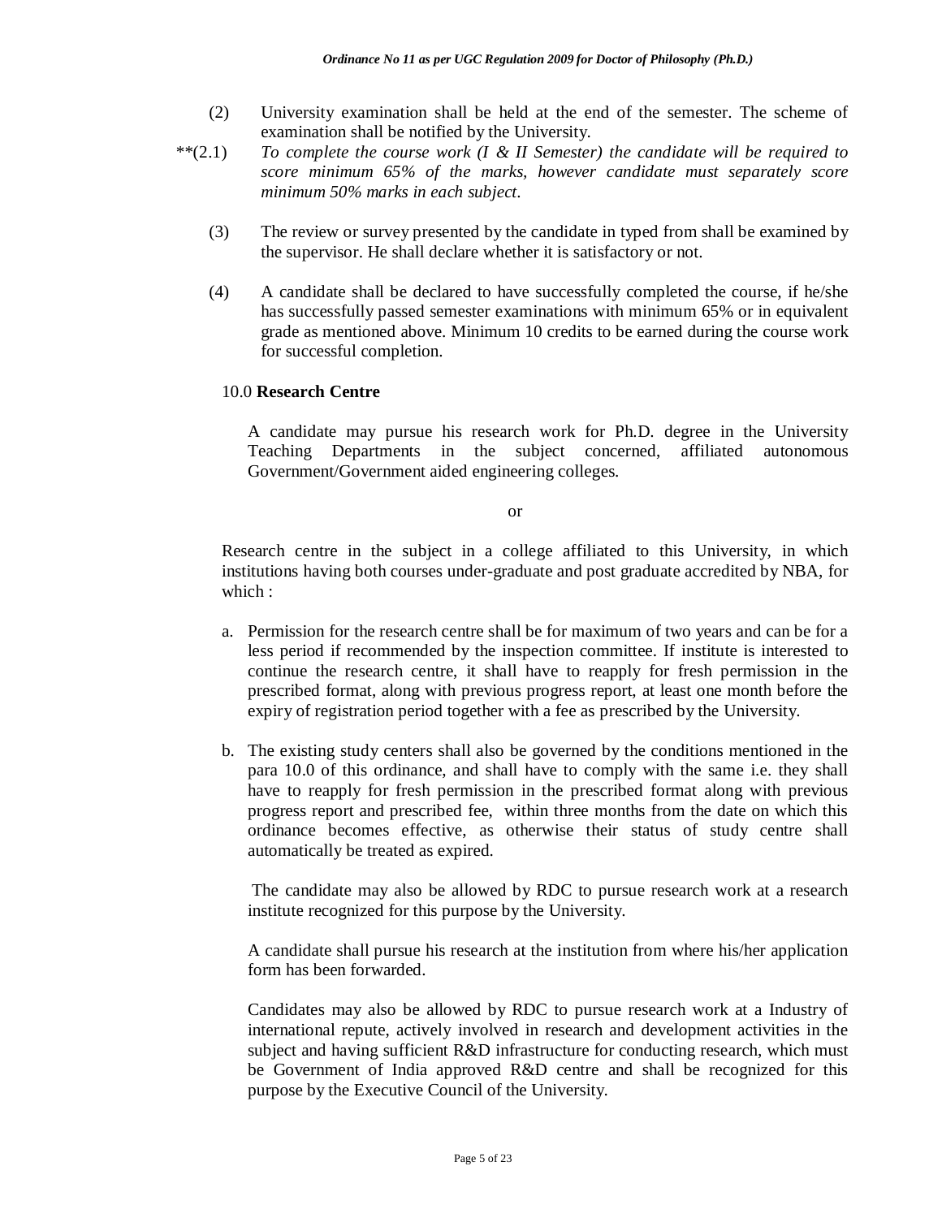(2) University examination shall be held at the end of the semester. The scheme of examination shall be notified by the University.

**(2.1) *To complete the course work (I & II Semester) the candidate will be required to score minimum 65% of the marks, however candidate must separately score minimum 50% marks in each subject.*

(3) The review or survey presented by the candidate in typed from shall be examined by the supervisor. He shall declare whether it is satisfactory or not.

(4) A candidate shall be declared to have successfully completed the course, if he/she has successfully passed semester examinations with minimum 65% or in equivalent grade as mentioned above. Minimum 10 credits to be earned during the course work for successful completion.

10.0 **Research Centre**

A candidate may pursue his research work for Ph.D. degree in the University Teaching Departments in the subject concerned, affiliated autonomous Government/Government aided engineering colleges.

or

Research centre in the subject in a college affiliated to this University, in which institutions having both courses under-graduate and post graduate accredited by NBA, for which :

a. Permission for the research centre shall be for maximum of two years and can be for a less period if recommended by the inspection committee. If institute is interested to continue the research centre, it shall have to reapply for fresh permission in the prescribed format, along with previous progress report, at least one month before the expiry of registration period together with a fee as prescribed by the University.

b. The existing study centers shall also be governed by the conditions mentioned in the para 10.0 of this ordinance, and shall have to comply with the same i.e. they shall have to reapply for fresh permission in the prescribed format along with previous progress report and prescribed fee, within three months from the date on which this ordinance becomes effective, as otherwise their status of study centre shall automatically be treated as expired.

The candidate may also be allowed by RDC to pursue research work at a research institute recognized for this purpose by the University.

A candidate shall pursue his research at the institution from where his/her application form has been forwarded.

Candidates may also be allowed by RDC to pursue research work at a Industry of international repute, actively involved in research and development activities in the subject and having sufficient R&D infrastructure for conducting research, which must be Government of India approved R&D centre and shall be recognized for this purpose by the Executive Council of the University.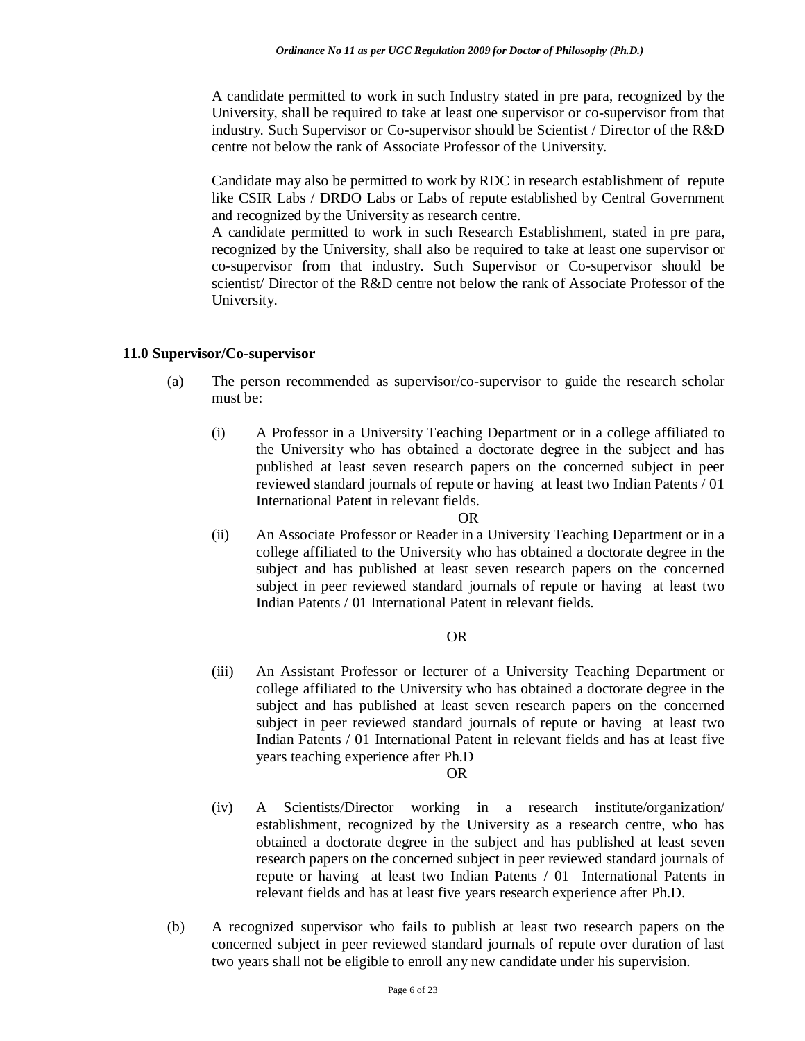A candidate permitted to work in such Industry stated in pre para, recognized by the University, shall be required to take at least one supervisor or co-supervisor from that industry. Such Supervisor or Co-supervisor should be Scientist / Director of the R&D centre not below the rank of Associate Professor of the University.

Candidate may also be permitted to work by RDC in research establishment of repute like CSIR Labs / DRDO Labs or Labs of repute established by Central Government and recognized by the University as research centre.

A candidate permitted to work in such Research Establishment, stated in pre para, recognized by the University, shall also be required to take at least one supervisor or co-supervisor from that industry. Such Supervisor or Co-supervisor should be scientist/ Director of the R&D centre not below the rank of Associate Professor of the University.

## 11.0 Supervisor/Co-supervisor

(a) The person recommended as supervisor/co-supervisor to guide the research scholar must be:

(i) A Professor in a University Teaching Department or in a college affiliated to the University who has obtained a doctorate degree in the subject and has published at least seven research papers on the concerned subject in peer reviewed standard journals of repute or having at least two Indian Patents / 01 International Patent in relevant fields.

OR

(ii) An Associate Professor or Reader in a University Teaching Department or in a college affiliated to the University who has obtained a doctorate degree in the subject and has published at least seven research papers on the concerned subject in peer reviewed standard journals of repute or having at least two Indian Patents / 01 International Patent in relevant fields.

OR

(iii) An Assistant Professor or lecturer of a University Teaching Department or college affiliated to the University who has obtained a doctorate degree in the subject and has published at least seven research papers on the concerned subject in peer reviewed standard journals of repute or having at least two Indian Patents / 01 International Patent in relevant fields and has at least five years teaching experience after Ph.D

OR

(iv) A Scientists/Director working in a research institute/organization/ establishment, recognized by the University as a research centre, who has obtained a doctorate degree in the subject and has published at least seven research papers on the concerned subject in peer reviewed standard journals of repute or having at least two Indian Patents / 01 International Patents in relevant fields and has at least five years research experience after Ph.D.

(b) A recognized supervisor who fails to publish at least two research papers on the concerned subject in peer reviewed standard journals of repute over duration of last two years shall not be eligible to enroll any new candidate under his supervision.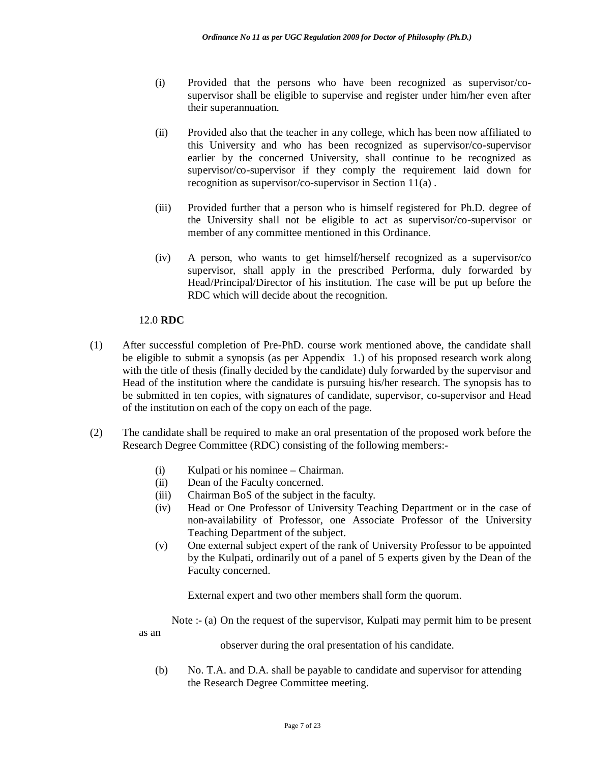(i) Provided that the persons who have been recognized as supervisor/co-supervisor shall be eligible to supervise and register under him/her even after their superannuation.

(ii) Provided also that the teacher in any college, which has been now affiliated to this University and who has been recognized as supervisor/co-supervisor earlier by the concerned University, shall continue to be recognized as supervisor/co-supervisor if they comply the requirement laid down for recognition as supervisor/co-supervisor in Section 11(a) .

(iii) Provided further that a person who is himself registered for Ph.D. degree of the University shall not be eligible to act as supervisor/co-supervisor or member of any committee mentioned in this Ordinance.

(iv) A person, who wants to get himself/herself recognized as a supervisor/co supervisor, shall apply in the prescribed Performa, duly forwarded by Head/Principal/Director of his institution. The case will be put up before the RDC which will decide about the recognition.

12.0 **RDC**

(1) After successful completion of Pre-PhD. course work mentioned above, the candidate shall be eligible to submit a synopsis (as per Appendix 1.) of his proposed research work along with the title of thesis (finally decided by the candidate) duly forwarded by the supervisor and Head of the institution where the candidate is pursuing his/her research. The synopsis has to be submitted in ten copies, with signatures of candidate, supervisor, co-supervisor and Head of the institution on each of the copy on each of the page.

(2) The candidate shall be required to make an oral presentation of the proposed work before the Research Degree Committee (RDC) consisting of the following members:-

(i) Kulpati or his nominee – Chairman.
(ii) Dean of the Faculty concerned.
(iii) Chairman BoS of the subject in the faculty.
(iv) Head or One Professor of University Teaching Department or in the case of non-availability of Professor, one Associate Professor of the University Teaching Department of the subject.
(v) One external subject expert of the rank of University Professor to be appointed by the Kulpati, ordinarily out of a panel of 5 experts given by the Dean of the Faculty concerned.

External expert and two other members shall form the quorum.

Note :- (a) On the request of the supervisor, Kulpati may permit him to be present as an observer during the oral presentation of his candidate.

(b) No. T.A. and D.A. shall be payable to candidate and supervisor for attending the Research Degree Committee meeting.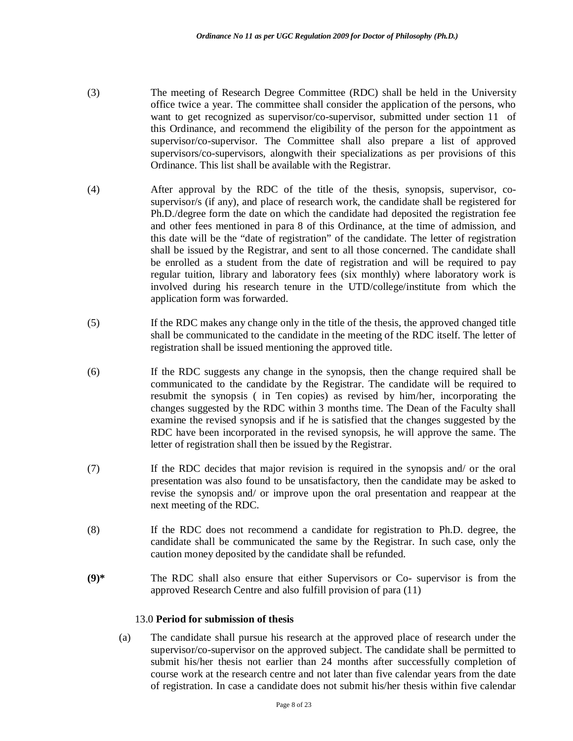(3) The meeting of Research Degree Committee (RDC) shall be held in the University office twice a year. The committee shall consider the application of the persons, who want to get recognized as supervisor/co-supervisor, submitted under section 11 of this Ordinance, and recommend the eligibility of the person for the appointment as supervisor/co-supervisor. The Committee shall also prepare a list of approved supervisors/co-supervisors, alongwith their specializations as per provisions of this Ordinance. This list shall be available with the Registrar.

(4) After approval by the RDC of the title of the thesis, synopsis, supervisor, co-supervisor/s (if any), and place of research work, the candidate shall be registered for Ph.D./degree form the date on which the candidate had deposited the registration fee and other fees mentioned in para 8 of this Ordinance, at the time of admission, and this date will be the "date of registration" of the candidate. The letter of registration shall be issued by the Registrar, and sent to all those concerned. The candidate shall be enrolled as a student from the date of registration and will be required to pay regular tuition, library and laboratory fees (six monthly) where laboratory work is involved during his research tenure in the UTD/college/institute from which the application form was forwarded.

(5) If the RDC makes any change only in the title of the thesis, the approved changed title shall be communicated to the candidate in the meeting of the RDC itself. The letter of registration shall be issued mentioning the approved title.

(6) If the RDC suggests any change in the synopsis, then the change required shall be communicated to the candidate by the Registrar. The candidate will be required to resubmit the synopsis ( in Ten copies) as revised by him/her, incorporating the changes suggested by the RDC within 3 months time. The Dean of the Faculty shall examine the revised synopsis and if he is satisfied that the changes suggested by the RDC have been incorporated in the revised synopsis, he will approve the same. The letter of registration shall then be issued by the Registrar.

(7) If the RDC decides that major revision is required in the synopsis and/ or the oral presentation was also found to be unsatisfactory, then the candidate may be asked to revise the synopsis and/ or improve upon the oral presentation and reappear at the next meeting of the RDC.

(8) If the RDC does not recommend a candidate for registration to Ph.D. degree, the candidate shall be communicated the same by the Registrar. In such case, only the caution money deposited by the candidate shall be refunded.

**(9)*** The RDC shall also ensure that either Supervisors or Co- supervisor is from the approved Research Centre and also fulfill provision of para (11)

13.0 **Period for submission of thesis**

(a) The candidate shall pursue his research at the approved place of research under the supervisor/co-supervisor on the approved subject. The candidate shall be permitted to submit his/her thesis not earlier than 24 months after successfully completion of course work at the research centre and not later than five calendar years from the date of registration. In case a candidate does not submit his/her thesis within five calendar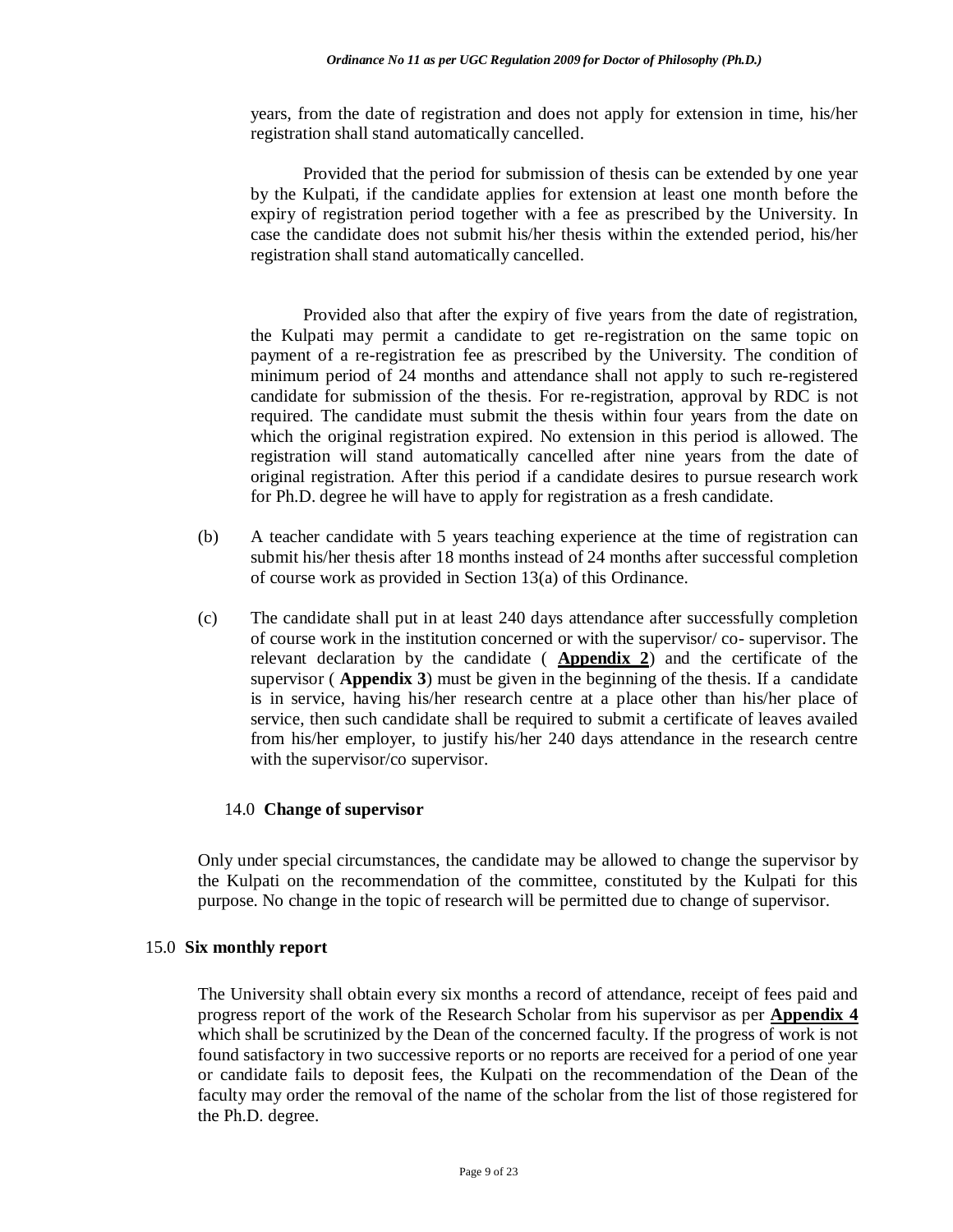years, from the date of registration and does not apply for extension in time, his/her registration shall stand automatically cancelled.

Provided that the period for submission of thesis can be extended by one year by the Kulpati, if the candidate applies for extension at least one month before the expiry of registration period together with a fee as prescribed by the University. In case the candidate does not submit his/her thesis within the extended period, his/her registration shall stand automatically cancelled.

Provided also that after the expiry of five years from the date of registration, the Kulpati may permit a candidate to get re-registration on the same topic on payment of a re-registration fee as prescribed by the University. The condition of minimum period of 24 months and attendance shall not apply to such re-registered candidate for submission of the thesis. For re-registration, approval by RDC is not required. The candidate must submit the thesis within four years from the date on which the original registration expired. No extension in this period is allowed. The registration will stand automatically cancelled after nine years from the date of original registration. After this period if a candidate desires to pursue research work for Ph.D. degree he will have to apply for registration as a fresh candidate.

(b) A teacher candidate with 5 years teaching experience at the time of registration can submit his/her thesis after 18 months instead of 24 months after successful completion of course work as provided in Section 13(a) of this Ordinance.

(c) The candidate shall put in at least 240 days attendance after successfully completion of course work in the institution concerned or with the supervisor/ co- supervisor. The relevant declaration by the candidate ( **Appendix 2**) and the certificate of the supervisor ( **Appendix 3**) must be given in the beginning of the thesis. If a candidate is in service, having his/her research centre at a place other than his/her place of service, then such candidate shall be required to submit a certificate of leaves availed from his/her employer, to justify his/her 240 days attendance in the research centre with the supervisor/co supervisor.

### 14.0 Change of supervisor

Only under special circumstances, the candidate may be allowed to change the supervisor by the Kulpati on the recommendation of the committee, constituted by the Kulpati for this purpose. No change in the topic of research will be permitted due to change of supervisor.

### 15.0 Six monthly report

The University shall obtain every six months a record of attendance, receipt of fees paid and progress report of the work of the Research Scholar from his supervisor as per **Appendix 4** which shall be scrutinized by the Dean of the concerned faculty. If the progress of work is not found satisfactory in two successive reports or no reports are received for a period of one year or candidate fails to deposit fees, the Kulpati on the recommendation of the Dean of the faculty may order the removal of the name of the scholar from the list of those registered for the Ph.D. degree.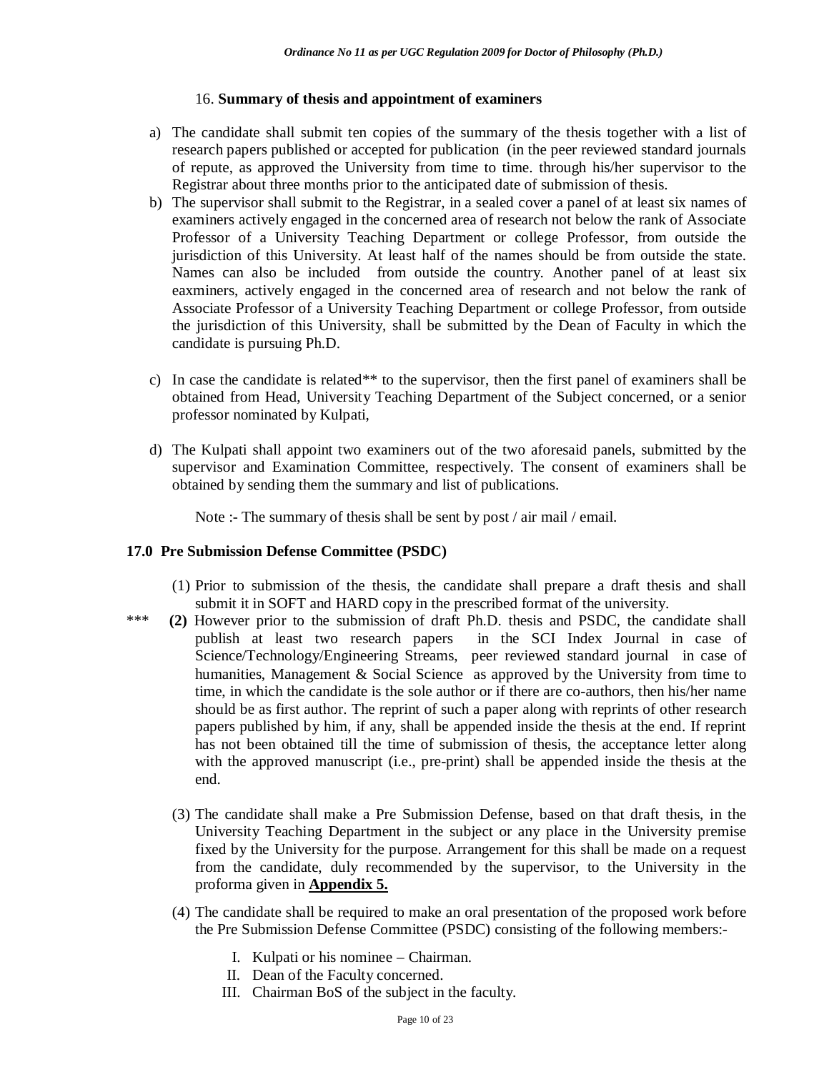### 16. **Summary of thesis and appointment of examiners**

a) The candidate shall submit ten copies of the summary of the thesis together with a list of research papers published or accepted for publication (in the peer reviewed standard journals of repute, as approved the University from time to time. through his/her supervisor to the Registrar about three months prior to the anticipated date of submission of thesis.

b) The supervisor shall submit to the Registrar, in a sealed cover a panel of at least six names of examiners actively engaged in the concerned area of research not below the rank of Associate Professor of a University Teaching Department or college Professor, from outside the jurisdiction of this University. At least half of the names should be from outside the state. Names can also be included from outside the country. Another panel of at least six eaxminers, actively engaged in the concerned area of research and not below the rank of Associate Professor of a University Teaching Department or college Professor, from outside the jurisdiction of this University, shall be submitted by the Dean of Faculty in which the candidate is pursuing Ph.D.

c) In case the candidate is related** to the supervisor, then the first panel of examiners shall be obtained from Head, University Teaching Department of the Subject concerned, or a senior professor nominated by Kulpati,

d) The Kulpati shall appoint two examiners out of the two aforesaid panels, submitted by the supervisor and Examination Committee, respectively. The consent of examiners shall be obtained by sending them the summary and list of publications.

Note :- The summary of thesis shall be sent by post / air mail / email.

### 17.0 Pre Submission Defense Committee (PSDC)

(1) Prior to submission of the thesis, the candidate shall prepare a draft thesis and shall submit it in SOFT and HARD copy in the prescribed format of the university.

*** **(2)** However prior to the submission of draft Ph.D. thesis and PSDC, the candidate shall publish at least two research papers in the SCI Index Journal in case of Science/Technology/Engineering Streams, peer reviewed standard journal in case of humanities, Management & Social Science as approved by the University from time to time, in which the candidate is the sole author or if there are co-authors, then his/her name should be as first author. The reprint of such a paper along with reprints of other research papers published by him, if any, shall be appended inside the thesis at the end. If reprint has not been obtained till the time of submission of thesis, the acceptance letter along with the approved manuscript (i.e., pre-print) shall be appended inside the thesis at the end.

(3) The candidate shall make a Pre Submission Defense, based on that draft thesis, in the University Teaching Department in the subject or any place in the University premise fixed by the University for the purpose. Arrangement for this shall be made on a request from the candidate, duly recommended by the supervisor, to the University in the proforma given in **Appendix 5.**

(4) The candidate shall be required to make an oral presentation of the proposed work before the Pre Submission Defense Committee (PSDC) consisting of the following members:-

I. Kulpati or his nominee – Chairman.
II. Dean of the Faculty concerned.
III. Chairman BoS of the subject in the faculty.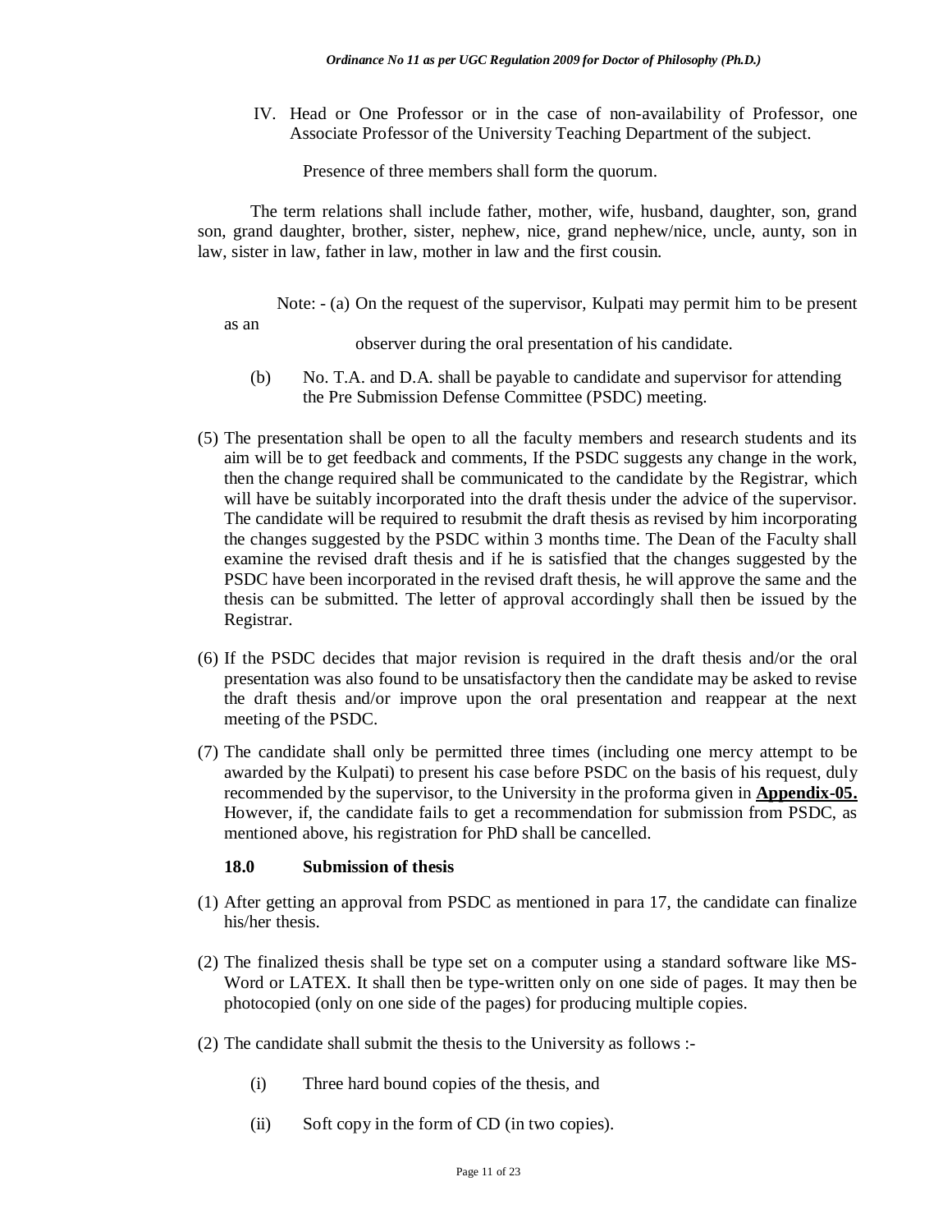IV. Head or One Professor or in the case of non-availability of Professor, one Associate Professor of the University Teaching Department of the subject.

Presence of three members shall form the quorum.

The term relations shall include father, mother, wife, husband, daughter, son, grand son, grand daughter, brother, sister, nephew, nice, grand nephew/nice, uncle, aunty, son in law, sister in law, father in law, mother in law and the first cousin.

Note: - (a) On the request of the supervisor, Kulpati may permit him to be present as an observer during the oral presentation of his candidate.

(b) No. T.A. and D.A. shall be payable to candidate and supervisor for attending the Pre Submission Defense Committee (PSDC) meeting.

(5) The presentation shall be open to all the faculty members and research students and its aim will be to get feedback and comments, If the PSDC suggests any change in the work, then the change required shall be communicated to the candidate by the Registrar, which will have be suitably incorporated into the draft thesis under the advice of the supervisor. The candidate will be required to resubmit the draft thesis as revised by him incorporating the changes suggested by the PSDC within 3 months time. The Dean of the Faculty shall examine the revised draft thesis and if he is satisfied that the changes suggested by the PSDC have been incorporated in the revised draft thesis, he will approve the same and the thesis can be submitted. The letter of approval accordingly shall then be issued by the Registrar.

(6) If the PSDC decides that major revision is required in the draft thesis and/or the oral presentation was also found to be unsatisfactory then the candidate may be asked to revise the draft thesis and/or improve upon the oral presentation and reappear at the next meeting of the PSDC.

(7) The candidate shall only be permitted three times (including one mercy attempt to be awarded by the Kulpati) to present his case before PSDC on the basis of his request, duly recommended by the supervisor, to the University in the proforma given in **Appendix-05.** However, if, the candidate fails to get a recommendation for submission from PSDC, as mentioned above, his registration for PhD shall be cancelled.

### 18.0 Submission of thesis

(1) After getting an approval from PSDC as mentioned in para 17, the candidate can finalize his/her thesis.

(2) The finalized thesis shall be type set on a computer using a standard software like MS-Word or LATEX. It shall then be type-written only on one side of pages. It may then be photocopied (only on one side of the pages) for producing multiple copies.

(2) The candidate shall submit the thesis to the University as follows :-

(i) Three hard bound copies of the thesis, and

(ii) Soft copy in the form of CD (in two copies).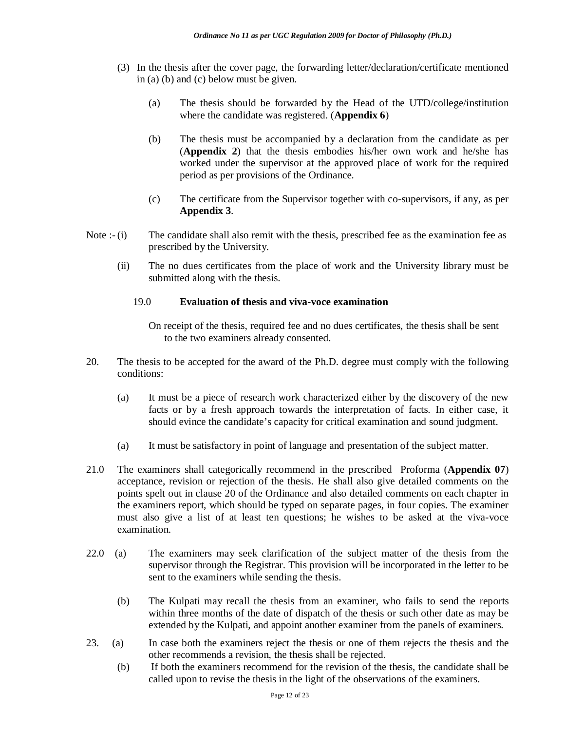(3) In the thesis after the cover page, the forwarding letter/declaration/certificate mentioned in (a) (b) and (c) below must be given.

   (a) The thesis should be forwarded by the Head of the UTD/college/institution where the candidate was registered. (**Appendix 6**)

   (b) The thesis must be accompanied by a declaration from the candidate as per (**Appendix 2**) that the thesis embodies his/her own work and he/she has worked under the supervisor at the approved place of work for the required period as per provisions of the Ordinance.

   (c) The certificate from the Supervisor together with co-supervisors, if any, as per **Appendix 3**.

Note :- (i) The candidate shall also remit with the thesis, prescribed fee as the examination fee as prescribed by the University.

(ii) The no dues certificates from the place of work and the University library must be submitted along with the thesis.

## 19.0 Evaluation of thesis and viva-voce examination

On receipt of the thesis, required fee and no dues certificates, the thesis shall be sent to the two examiners already consented.

20. The thesis to be accepted for the award of the Ph.D. degree must comply with the following conditions:

   (a) It must be a piece of research work characterized either by the discovery of the new facts or by a fresh approach towards the interpretation of facts. In either case, it should evince the candidate's capacity for critical examination and sound judgment.

   (a) It must be satisfactory in point of language and presentation of the subject matter.

21.0 The examiners shall categorically recommend in the prescribed Proforma (**Appendix 07**) acceptance, revision or rejection of the thesis. He shall also give detailed comments on the points spelt out in clause 20 of the Ordinance and also detailed comments on each chapter in the examiners report, which should be typed on separate pages, in four copies. The examiner must also give a list of at least ten questions; he wishes to be asked at the viva-voce examination.

22.0 (a) The examiners may seek clarification of the subject matter of the thesis from the supervisor through the Registrar. This provision will be incorporated in the letter to be sent to the examiners while sending the thesis.

   (b) The Kulpati may recall the thesis from an examiner, who fails to send the reports within three months of the date of dispatch of the thesis or such other date as may be extended by the Kulpati, and appoint another examiner from the panels of examiners.

23. (a) In case both the examiners reject the thesis or one of them rejects the thesis and the other recommends a revision, the thesis shall be rejected.

   (b) If both the examiners recommend for the revision of the thesis, the candidate shall be called upon to revise the thesis in the light of the observations of the examiners.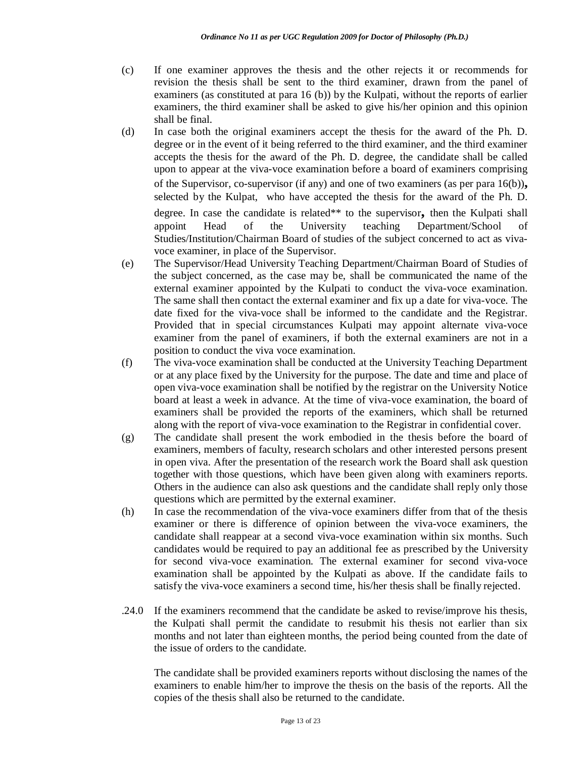(c) If one examiner approves the thesis and the other rejects it or recommends for revision the thesis shall be sent to the third examiner, drawn from the panel of examiners (as constituted at para 16 (b)) by the Kulpati, without the reports of earlier examiners, the third examiner shall be asked to give his/her opinion and this opinion shall be final.

(d) In case both the original examiners accept the thesis for the award of the Ph. D. degree or in the event of it being referred to the third examiner, and the third examiner accepts the thesis for the award of the Ph. D. degree, the candidate shall be called upon to appear at the viva-voce examination before a board of examiners comprising of the Supervisor, co-supervisor (if any) and one of two examiners (as per para 16(b))**,** selected by the Kulpat, who have accepted the thesis for the award of the Ph. D. degree. In case the candidate is related** to the supervisor**,** then the Kulpati shall appoint Head of the University teaching Department/School of Studies/Institution/Chairman Board of studies of the subject concerned to act as viva-voce examiner, in place of the Supervisor.

(e) The Supervisor/Head University Teaching Department/Chairman Board of Studies of the subject concerned, as the case may be, shall be communicated the name of the external examiner appointed by the Kulpati to conduct the viva-voce examination. The same shall then contact the external examiner and fix up a date for viva-voce. The date fixed for the viva-voce shall be informed to the candidate and the Registrar. Provided that in special circumstances Kulpati may appoint alternate viva-voce examiner from the panel of examiners, if both the external examiners are not in a position to conduct the viva voce examination.

(f) The viva-voce examination shall be conducted at the University Teaching Department or at any place fixed by the University for the purpose. The date and time and place of open viva-voce examination shall be notified by the registrar on the University Notice board at least a week in advance. At the time of viva-voce examination, the board of examiners shall be provided the reports of the examiners, which shall be returned along with the report of viva-voce examination to the Registrar in confidential cover.

(g) The candidate shall present the work embodied in the thesis before the board of examiners, members of faculty, research scholars and other interested persons present in open viva. After the presentation of the research work the Board shall ask question together with those questions, which have been given along with examiners reports. Others in the audience can also ask questions and the candidate shall reply only those questions which are permitted by the external examiner.

(h) In case the recommendation of the viva-voce examiners differ from that of the thesis examiner or there is difference of opinion between the viva-voce examiners, the candidate shall reappear at a second viva-voce examination within six months. Such candidates would be required to pay an additional fee as prescribed by the University for second viva-voce examination. The external examiner for second viva-voce examination shall be appointed by the Kulpati as above. If the candidate fails to satisfy the viva-voce examiners a second time, his/her thesis shall be finally rejected.

.24.0 If the examiners recommend that the candidate be asked to revise/improve his thesis, the Kulpati shall permit the candidate to resubmit his thesis not earlier than six months and not later than eighteen months, the period being counted from the date of the issue of orders to the candidate.

The candidate shall be provided examiners reports without disclosing the names of the examiners to enable him/her to improve the thesis on the basis of the reports. All the copies of the thesis shall also be returned to the candidate.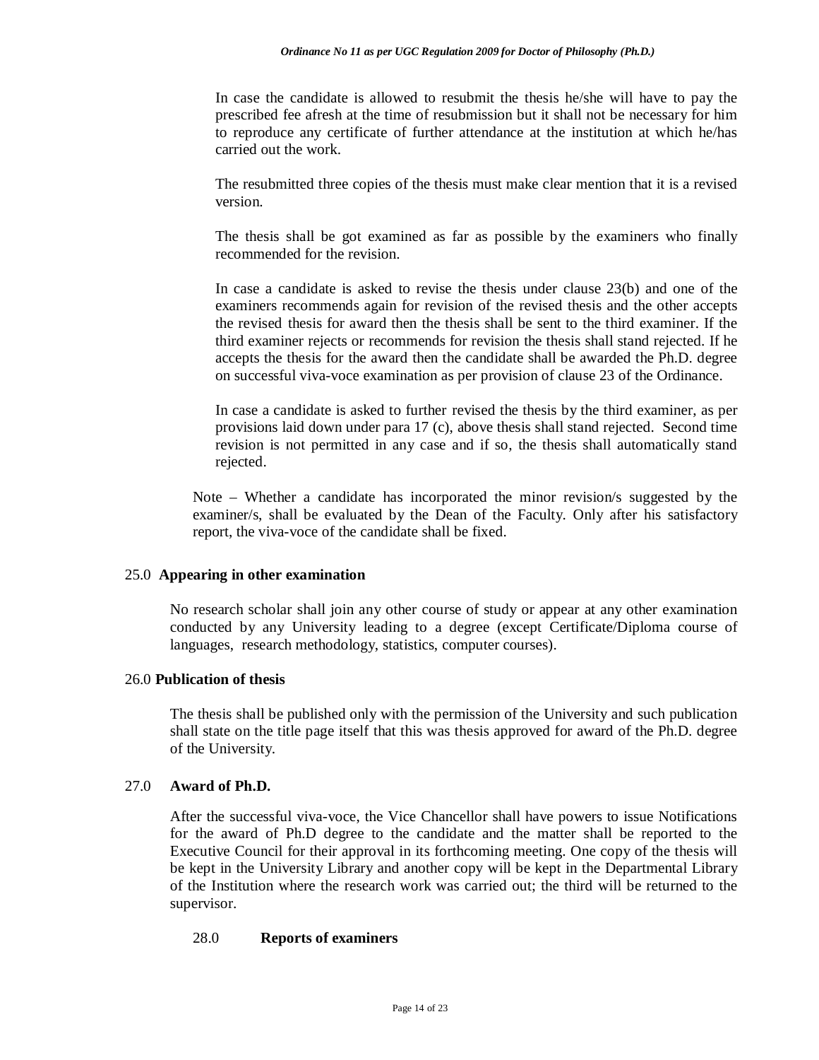In case the candidate is allowed to resubmit the thesis he/she will have to pay the prescribed fee afresh at the time of resubmission but it shall not be necessary for him to reproduce any certificate of further attendance at the institution at which he/has carried out the work.

The resubmitted three copies of the thesis must make clear mention that it is a revised version.

The thesis shall be got examined as far as possible by the examiners who finally recommended for the revision.

In case a candidate is asked to revise the thesis under clause 23(b) and one of the examiners recommends again for revision of the revised thesis and the other accepts the revised thesis for award then the thesis shall be sent to the third examiner. If the third examiner rejects or recommends for revision the thesis shall stand rejected. If he accepts the thesis for the award then the candidate shall be awarded the Ph.D. degree on successful viva-voce examination as per provision of clause 23 of the Ordinance.

In case a candidate is asked to further revised the thesis by the third examiner, as per provisions laid down under para 17 (c), above thesis shall stand rejected. Second time revision is not permitted in any case and if so, the thesis shall automatically stand rejected.

Note – Whether a candidate has incorporated the minor revision/s suggested by the examiner/s, shall be evaluated by the Dean of the Faculty. Only after his satisfactory report, the viva-voce of the candidate shall be fixed.

## 25.0 Appearing in other examination

No research scholar shall join any other course of study or appear at any other examination conducted by any University leading to a degree (except Certificate/Diploma course of languages, research methodology, statistics, computer courses).

## 26.0 Publication of thesis

The thesis shall be published only with the permission of the University and such publication shall state on the title page itself that this was thesis approved for award of the Ph.D. degree of the University.

## 27.0 Award of Ph.D.

After the successful viva-voce, the Vice Chancellor shall have powers to issue Notifications for the award of Ph.D degree to the candidate and the matter shall be reported to the Executive Council for their approval in its forthcoming meeting. One copy of the thesis will be kept in the University Library and another copy will be kept in the Departmental Library of the Institution where the research work was carried out; the third will be returned to the supervisor.

## 28.0 Reports of examiners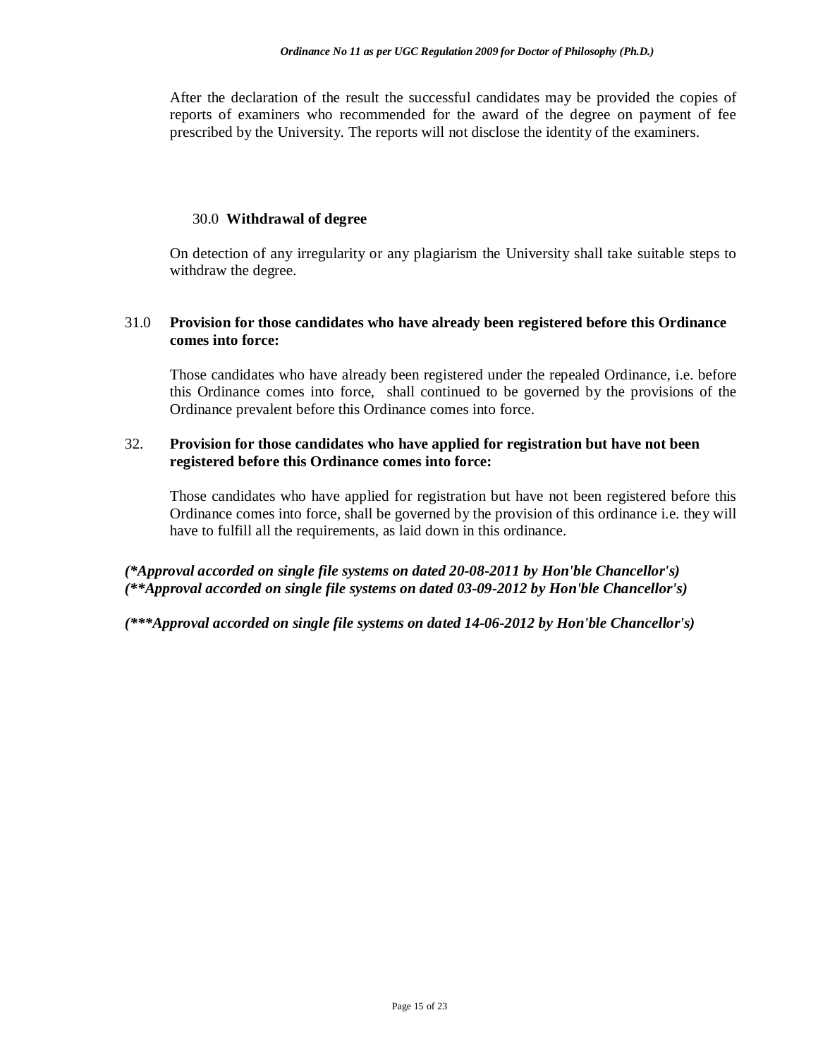After the declaration of the result the successful candidates may be provided the copies of reports of examiners who recommended for the award of the degree on payment of fee prescribed by the University. The reports will not disclose the identity of the examiners.

### 30.0 **Withdrawal of degree**

On detection of any irregularity or any plagiarism the University shall take suitable steps to withdraw the degree.

### 31.0 **Provision for those candidates who have already been registered before this Ordinance comes into force:**

Those candidates who have already been registered under the repealed Ordinance, i.e. before this Ordinance comes into force, shall continued to be governed by the provisions of the Ordinance prevalent before this Ordinance comes into force.

### 32. **Provision for those candidates who have applied for registration but have not been registered before this Ordinance comes into force:**

Those candidates who have applied for registration but have not been registered before this Ordinance comes into force, shall be governed by the provision of this ordinance i.e. they will have to fulfill all the requirements, as laid down in this ordinance.

***(*Approval accorded on single file systems on dated 20-08-2011 by Hon'ble Chancellor's)***
***(**Approval accorded on single file systems on dated 03-09-2012 by Hon'ble Chancellor's)***

***(***Approval accorded on single file systems on dated 14-06-2012 by Hon'ble Chancellor's)***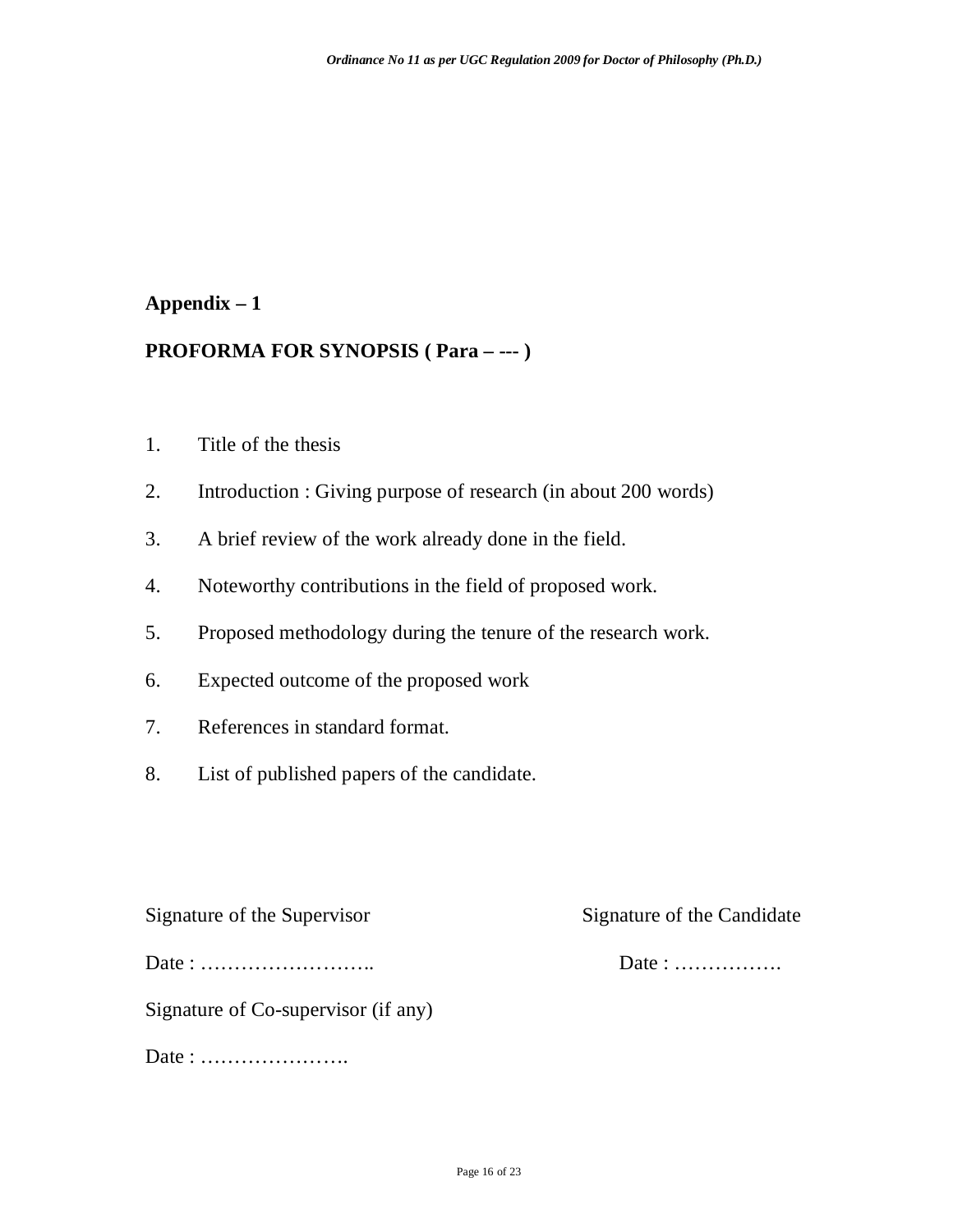## Appendix – 1

## PROFORMA FOR SYNOPSIS ( Para – --- )

1. Title of the thesis
2. Introduction : Giving purpose of research (in about 200 words)
3. A brief review of the work already done in the field.
4. Noteworthy contributions in the field of proposed work.
5. Proposed methodology during the tenure of the research work.
6. Expected outcome of the proposed work
7. References in standard format.
8. List of published papers of the candidate.

Signature of the Supervisor                    Signature of the Candidate

Date : ……………………..                    Date : …………….

Signature of Co-supervisor (if any)

Date : ………………….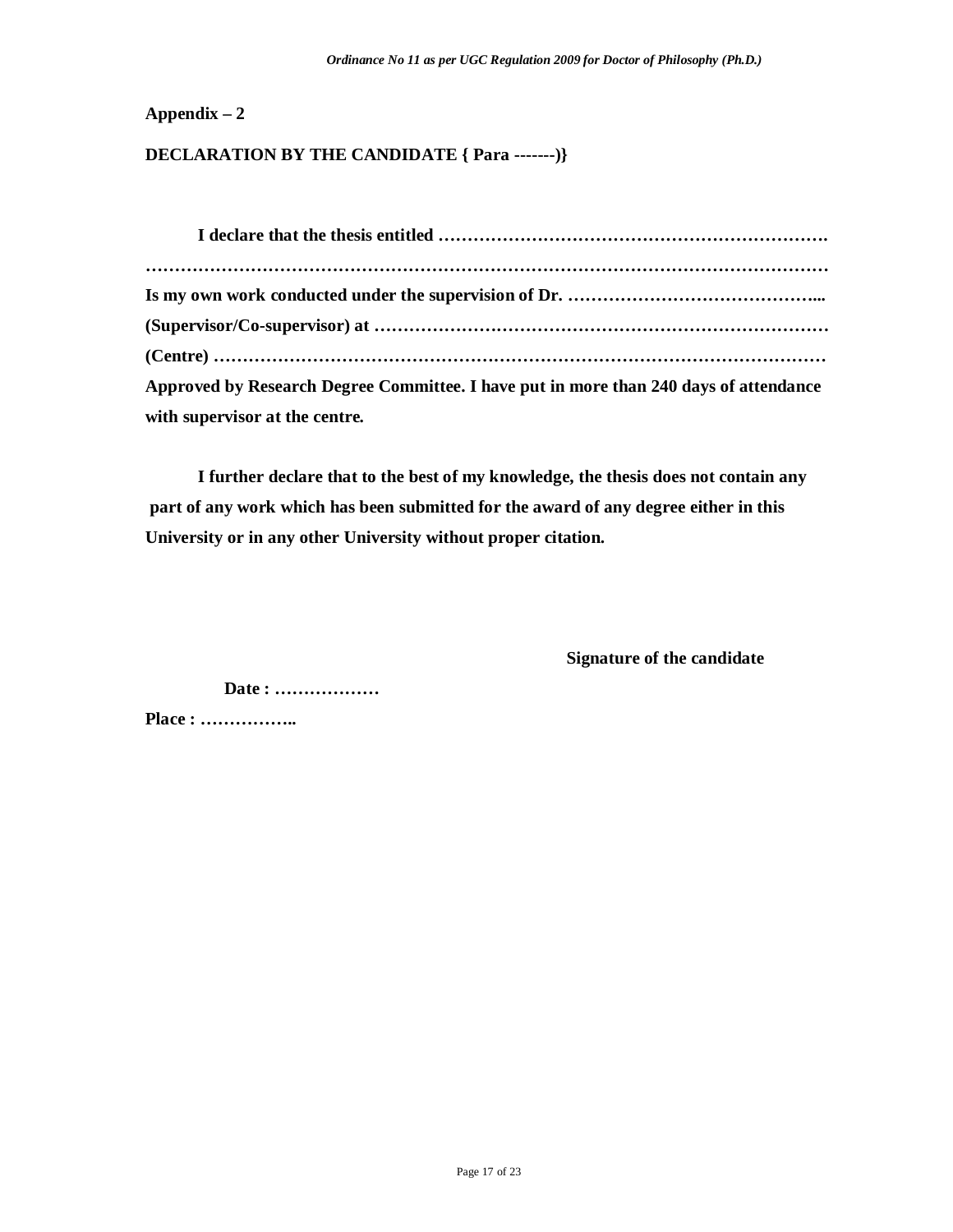**Appendix – 2**

**DECLARATION BY THE CANDIDATE { Para -------)}**

**I declare that the thesis entitled ………………………………………………………….**
**……………………………………………………………………………………………………**
**Is my own work conducted under the supervision of Dr. ……………………………………...**
**(Supervisor/Co-supervisor) at ……………………………………………………………………**
**(Centre) ……………………………………………………………………………………………**
**Approved by Research Degree Committee. I have put in more than 240 days of attendance with supervisor at the centre.**

**I further declare that to the best of my knowledge, the thesis does not contain any part of any work which has been submitted for the award of any degree either in this University or in any other University without proper citation.**

**Signature of the candidate**

**Date : ………………**

**Place : ……………..**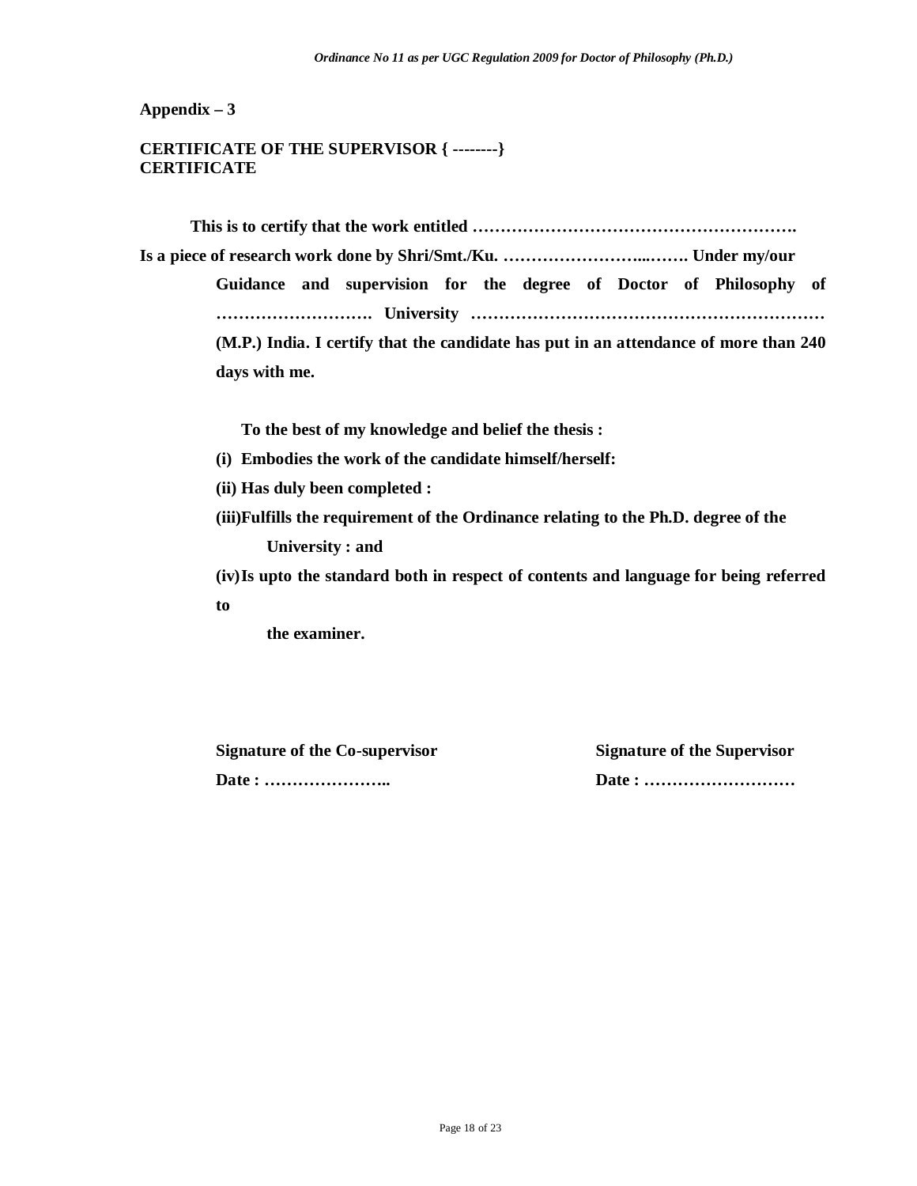**Appendix – 3**

**CERTIFICATE OF THE SUPERVISOR { --------}**
**CERTIFICATE**

**This is to certify that the work entitled …………………………………………………. Is a piece of research work done by Shri/Smt./Ku. ……………………...……. Under my/our Guidance and supervision for the degree of Doctor of Philosophy of ………………………. University ……………………………………………………… (M.P.) India. I certify that the candidate has put in an attendance of more than 240 days with me.**

**To the best of my knowledge and belief the thesis :**

**(i) Embodies the work of the candidate himself/herself:**

**(ii) Has duly been completed :**

**(iii) Fulfills the requirement of the Ordinance relating to the Ph.D. degree of the University : and**

**(iv) Is upto the standard both in respect of contents and language for being referred to the examiner.**

**Signature of the Co-supervisor**
**Date : …………………..**

**Signature of the Supervisor**
**Date : ………………………**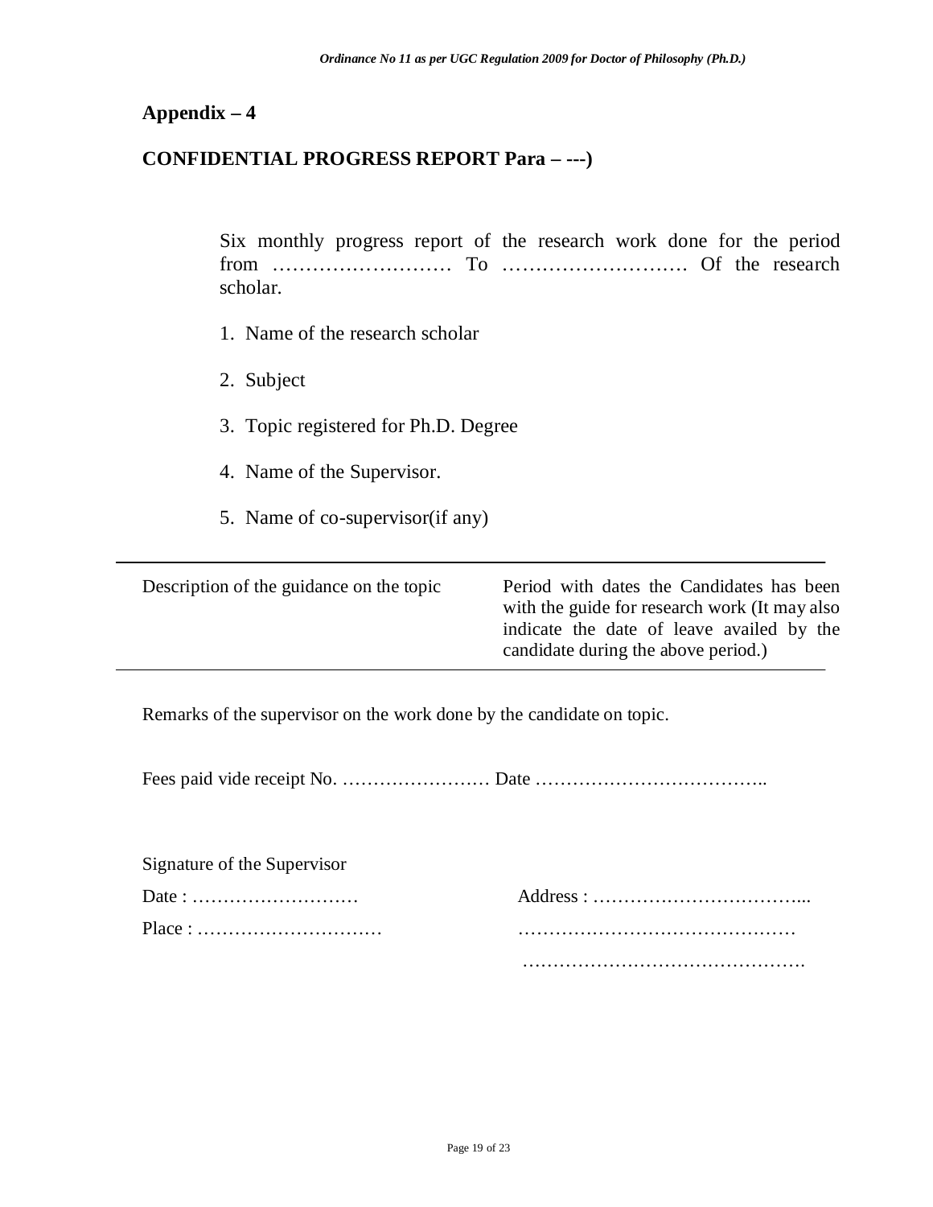## Appendix – 4

## CONFIDENTIAL PROGRESS REPORT Para – ---)

Six monthly progress report of the research work done for the period from ……………………… To ………………………. Of the research scholar.

1. Name of the research scholar
2. Subject
3. Topic registered for Ph.D. Degree
4. Name of the Supervisor.
5. Name of co-supervisor(if any)

| Description of the guidance on the topic | Period with dates the Candidates has been with the guide for research work (It may also indicate the date of leave availed by the candidate during the above period.) |
|---|---|

Remarks of the supervisor on the work done by the candidate on topic.

Fees paid vide receipt No. …………………… Date ………………………………..

Signature of the Supervisor

Date : ………………………  Address : ……………………………...

Place : …………………………  ………………………………………

……………………………………….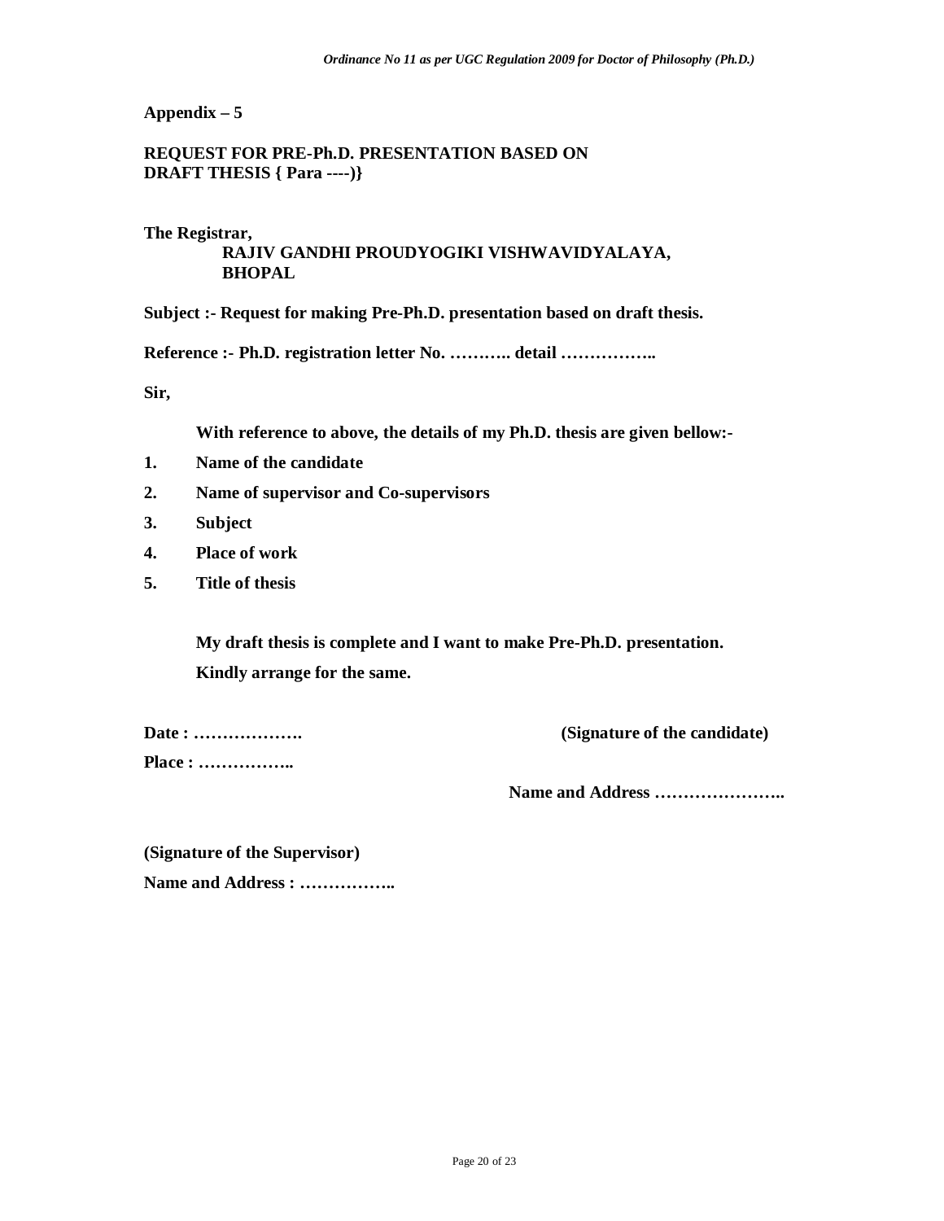**Appendix – 5**

**REQUEST FOR PRE-Ph.D. PRESENTATION BASED ON DRAFT THESIS { Para ----)}**

**The Registrar,**
**RAJIV GANDHI PROUDYOGIKI VISHWAVIDYALAYA, BHOPAL**

**Subject :- Request for making Pre-Ph.D. presentation based on draft thesis.**

**Reference :- Ph.D. registration letter No. ……….. detail ……………..**

**Sir,**

**With reference to above, the details of my Ph.D. thesis are given bellow:-**

1. **Name of the candidate**
2. **Name of supervisor and Co-supervisors**
3. **Subject**
4. **Place of work**
5. **Title of thesis**

**My draft thesis is complete and I want to make Pre-Ph.D. presentation. Kindly arrange for the same.**

**Date : ……………….**

**Place : ……………..**

**(Signature of the candidate)**

**Name and Address …………………..**

**(Signature of the Supervisor)**

**Name and Address : ……………..**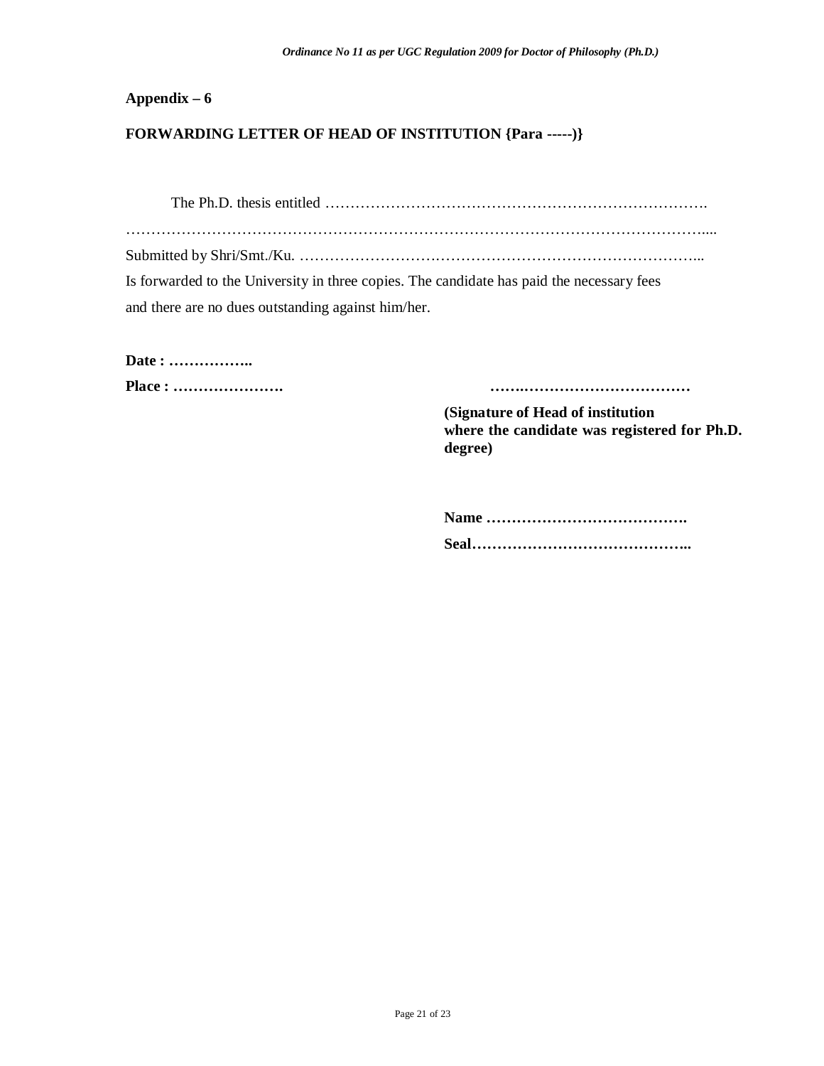**Appendix – 6**

**FORWARDING LETTER OF HEAD OF INSTITUTION {Para -----)}**

The Ph.D. thesis entitled ………………………………………………………………….

……………………………………………………………………………………………………....

Submitted by Shri/Smt./Ku. ………………………………………………………………………...

Is forwarded to the University in three copies. The candidate has paid the necessary fees and there are no dues outstanding against him/her.

**Date : ……………..**

**Place : ………………….** **…….……………………………**

**(Signature of Head of institution where the candidate was registered for Ph.D. degree)**

**Name ………………………………….**

**Seal……………………………………..**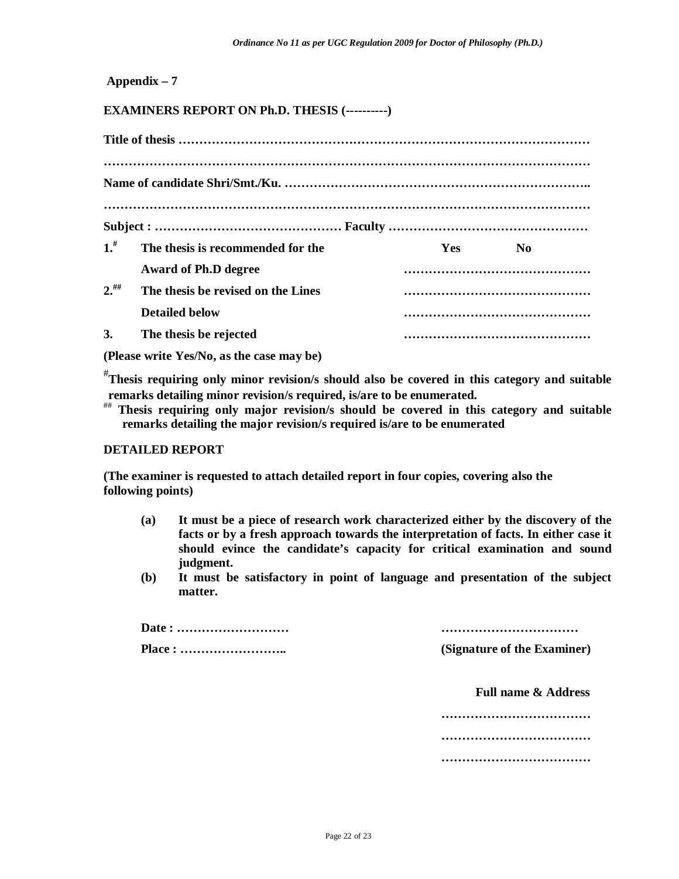**Appendix – 7**

**EXAMINERS REPORT ON Ph.D. THESIS (----------)**

**Title of thesis ………………………………………………………………………………………**

**……………………………………………………………………………………………………………**

**Name of candidate Shri/Smt./Ku. ………………………………………………………………..**

**……………………………………………………………………………………………………………**

**Subject : ……………………………………… Faculty …………………………………………**

| | | Yes | No |
|---|---|---|---|
| **1.#** | **The thesis is recommended for the Award of Ph.D degree** | **……………………………………** | |
| **2.##** | **The thesis be revised on the Lines Detailed below** | **……………………………………** | |
| **3.** | **The thesis be rejected** | **……………………………………** | |

**(Please write Yes/No, as the case may be)**

**#Thesis requiring only minor revision/s should also be covered in this category and suitable remarks detailing minor revision/s required, is/are to be enumerated.**

**## Thesis requiring only major revision/s should be covered in this category and suitable remarks detailing the major revision/s required is/are to be enumerated**

**DETAILED REPORT**

**(The examiner is requested to attach detailed report in four copies, covering also the following points)**

- **(a)** **It must be a piece of research work characterized either by the discovery of the facts or by a fresh approach towards the interpretation of facts. In either case it should evince the candidate's capacity for critical examination and sound judgment.**
- **(b)** **It must be satisfactory in point of language and presentation of the subject matter.**

**Date : ………………………** **……………………………**

**Place : ……………………..** **(Signature of the Examiner)**

**Full name & Address**

**………………………………**

**………………………………**

**………………………………**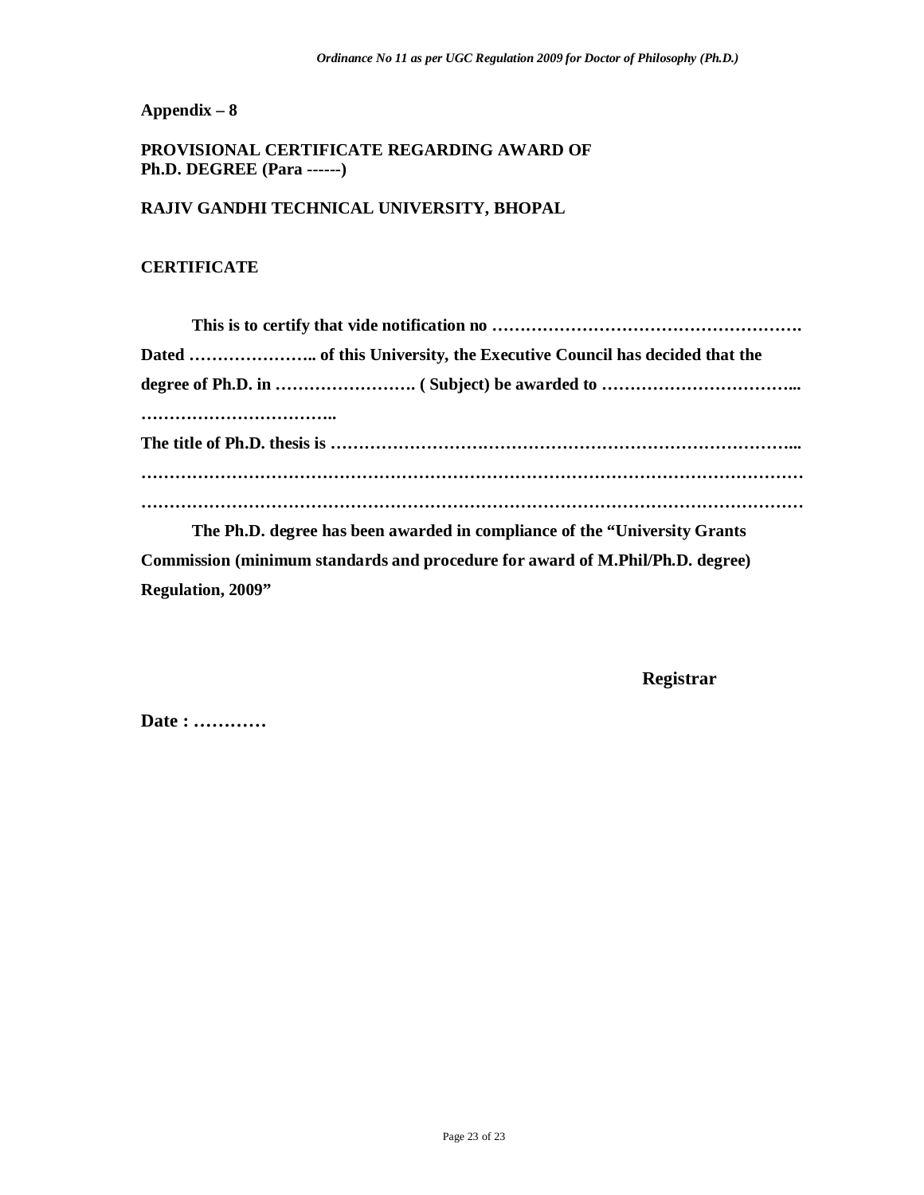**Appendix – 8**

**PROVISIONAL CERTIFICATE REGARDING AWARD OF Ph.D. DEGREE (Para ------)**

**RAJIV GANDHI TECHNICAL UNIVERSITY, BHOPAL**

**CERTIFICATE**

**This is to certify that vide notification no ………………………………………………. Dated ………………….. of this University, the Executive Council has decided that the degree of Ph.D. in ……………………. ( Subject) be awarded to ……………………………... ……………………………..**

**The title of Ph.D. thesis is ……………………………………………………………………... ……………………………………………………………………………………………………… ………………………………………………………………………………………………………**

**The Ph.D. degree has been awarded in compliance of the "University Grants Commission (minimum standards and procedure for award of M.Phil/Ph.D. degree) Regulation, 2009"**

**Registrar**

**Date : …………**